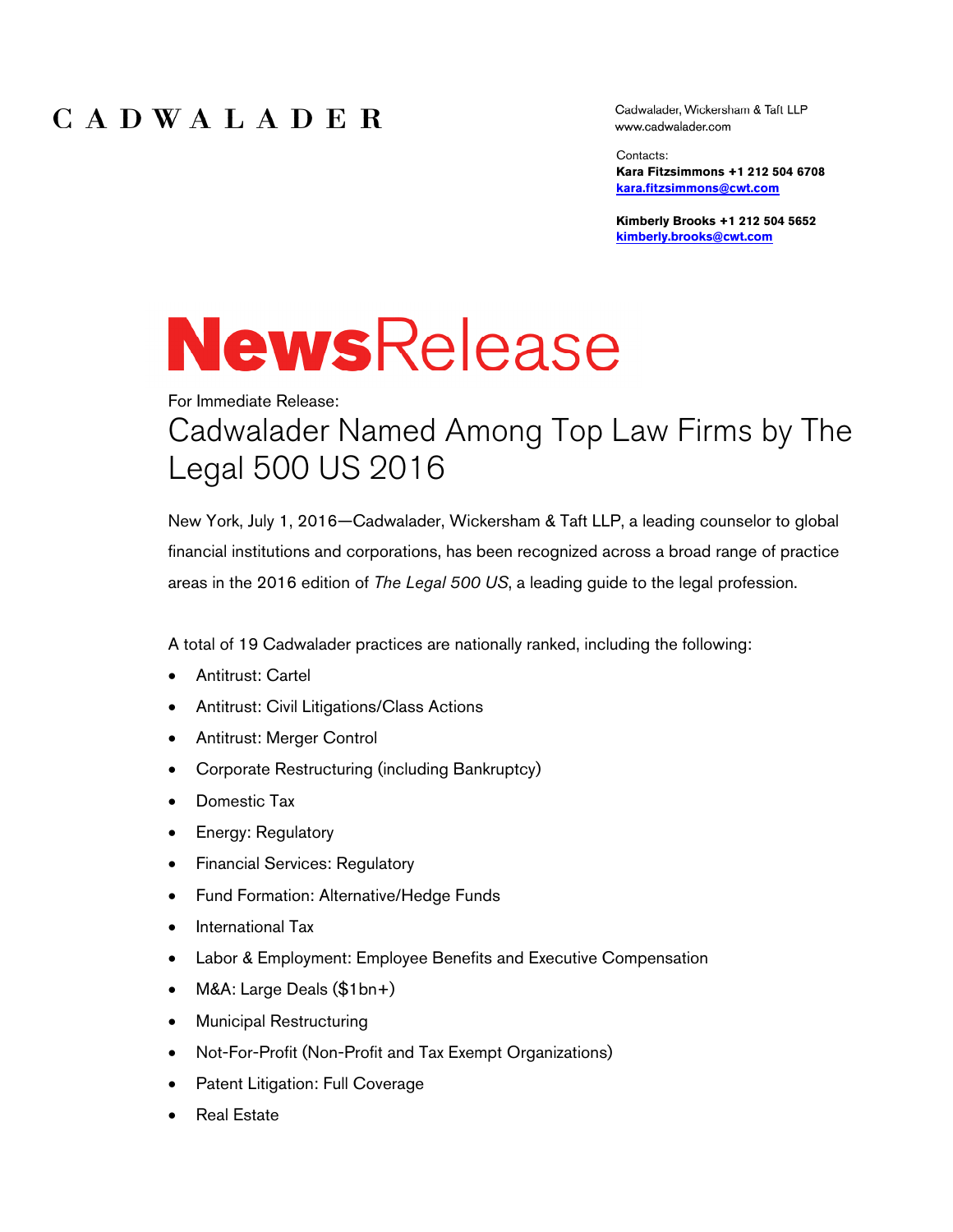# CADWALADER

Cadwalader, Wickersham & Taft LLP
www.cadwalader.com

Contacts:
**Kara Fitzsimmons +1 212 504 6708**
**kara.fitzsimmons@cwt.com**

**Kimberly Brooks +1 212 504 5652**
**kimberly.brooks@cwt.com**

# NewsRelease

For Immediate Release:

## Cadwalader Named Among Top Law Firms by The Legal 500 US 2016

New York, July 1, 2016—Cadwalader, Wickersham & Taft LLP, a leading counselor to global financial institutions and corporations, has been recognized across a broad range of practice areas in the 2016 edition of *The Legal 500 US*, a leading guide to the legal profession.

A total of 19 Cadwalader practices are nationally ranked, including the following:

- Antitrust: Cartel
- Antitrust: Civil Litigations/Class Actions
- Antitrust: Merger Control
- Corporate Restructuring (including Bankruptcy)
- Domestic Tax
- Energy: Regulatory
- Financial Services: Regulatory
- Fund Formation: Alternative/Hedge Funds
- International Tax
- Labor & Employment: Employee Benefits and Executive Compensation
- M&A: Large Deals ($1bn+)
- Municipal Restructuring
- Not-For-Profit (Non-Profit and Tax Exempt Organizations)
- Patent Litigation: Full Coverage
- Real Estate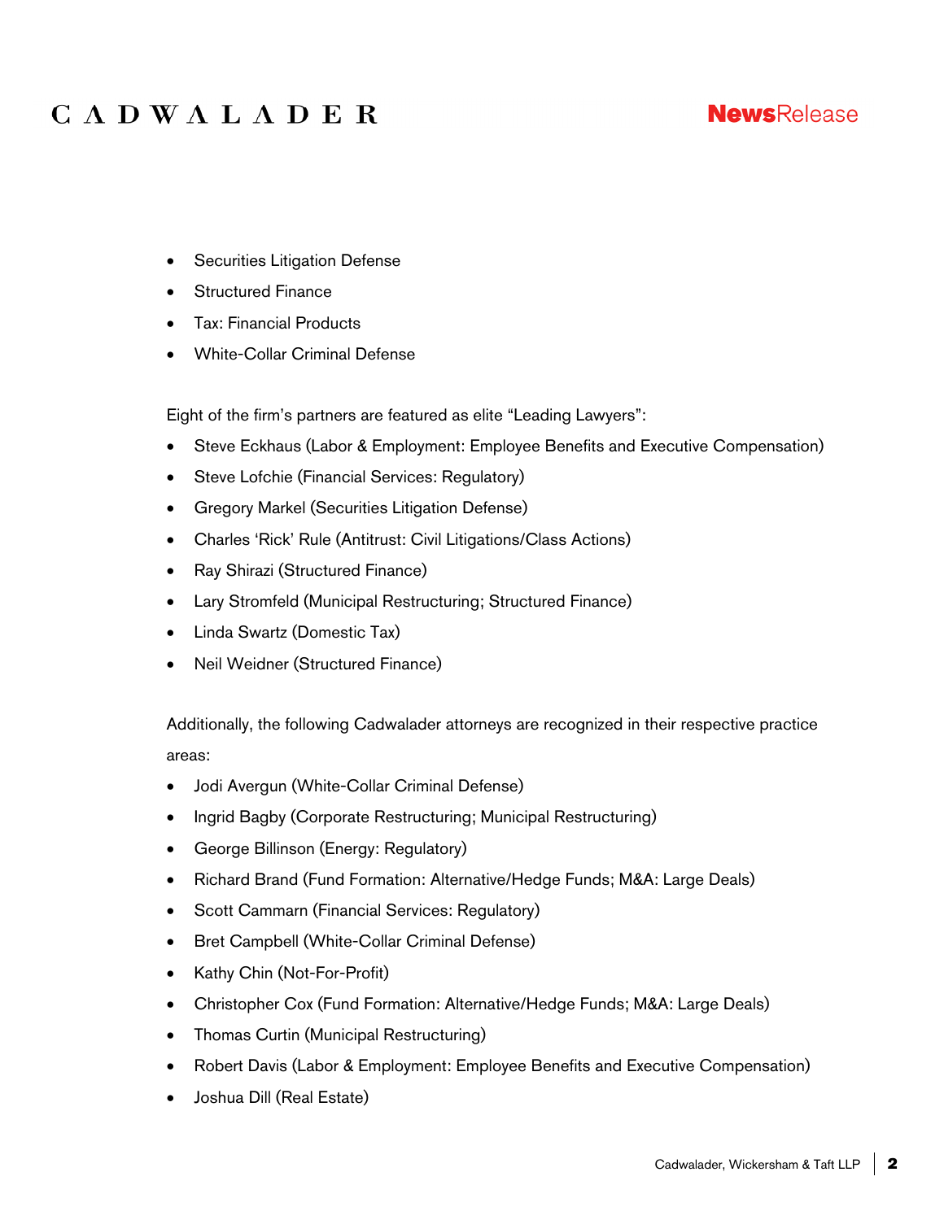- Securities Litigation Defense
- Structured Finance
- Tax: Financial Products
- White-Collar Criminal Defense

Eight of the firm's partners are featured as elite "Leading Lawyers":

- Steve Eckhaus (Labor & Employment: Employee Benefits and Executive Compensation)
- Steve Lofchie (Financial Services: Regulatory)
- Gregory Markel (Securities Litigation Defense)
- Charles 'Rick' Rule (Antitrust: Civil Litigations/Class Actions)
- Ray Shirazi (Structured Finance)
- Lary Stromfeld (Municipal Restructuring; Structured Finance)
- Linda Swartz (Domestic Tax)
- Neil Weidner (Structured Finance)

Additionally, the following Cadwalader attorneys are recognized in their respective practice areas:

- Jodi Avergun (White-Collar Criminal Defense)
- Ingrid Bagby (Corporate Restructuring; Municipal Restructuring)
- George Billinson (Energy: Regulatory)
- Richard Brand (Fund Formation: Alternative/Hedge Funds; M&A: Large Deals)
- Scott Cammarn (Financial Services: Regulatory)
- Bret Campbell (White-Collar Criminal Defense)
- Kathy Chin (Not-For-Profit)
- Christopher Cox (Fund Formation: Alternative/Hedge Funds; M&A: Large Deals)
- Thomas Curtin (Municipal Restructuring)
- Robert Davis (Labor & Employment: Employee Benefits and Executive Compensation)
- Joshua Dill (Real Estate)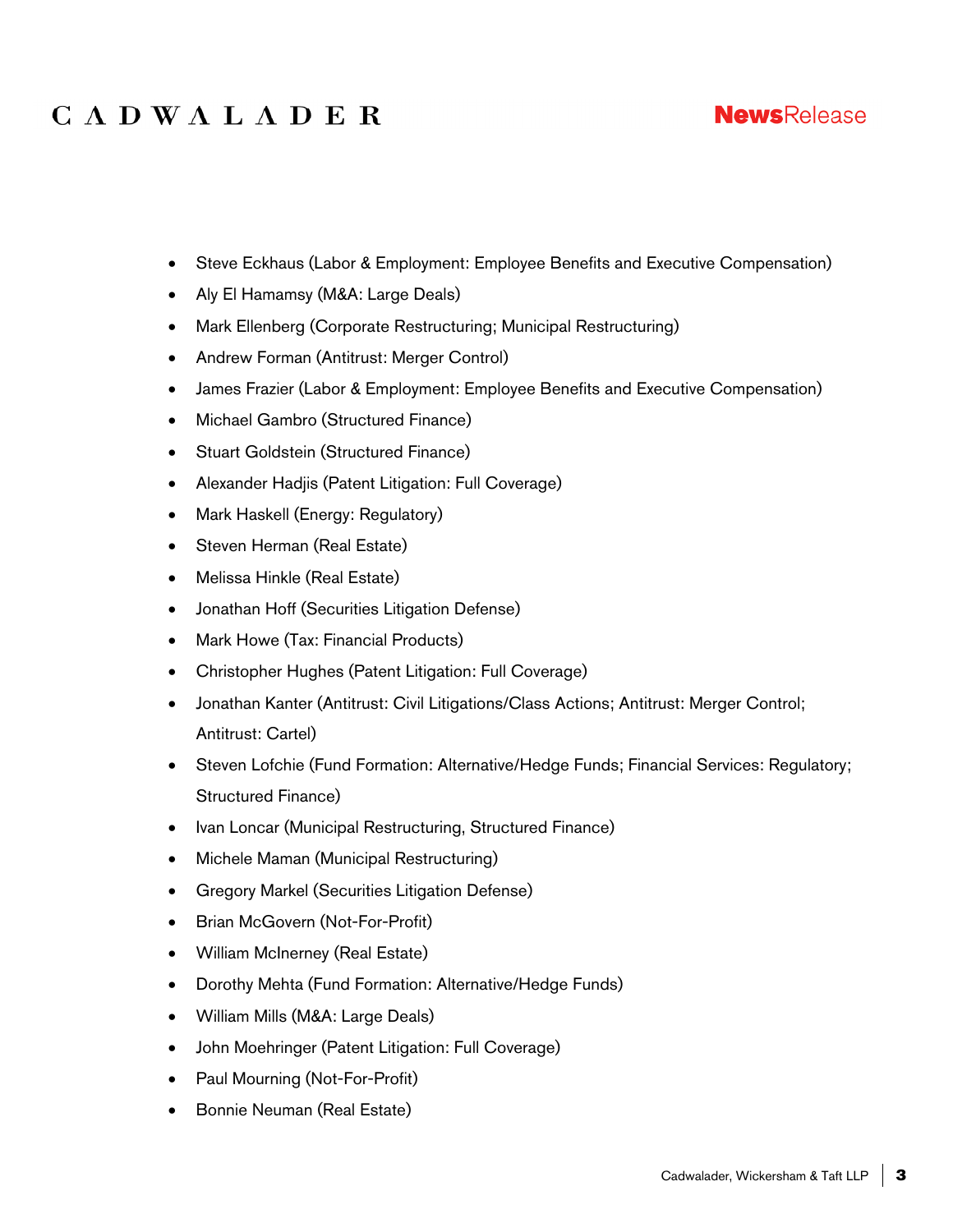- Steve Eckhaus (Labor & Employment: Employee Benefits and Executive Compensation)
- Aly El Hamamsy (M&A: Large Deals)
- Mark Ellenberg (Corporate Restructuring; Municipal Restructuring)
- Andrew Forman (Antitrust: Merger Control)
- James Frazier (Labor & Employment: Employee Benefits and Executive Compensation)
- Michael Gambro (Structured Finance)
- Stuart Goldstein (Structured Finance)
- Alexander Hadjis (Patent Litigation: Full Coverage)
- Mark Haskell (Energy: Regulatory)
- Steven Herman (Real Estate)
- Melissa Hinkle (Real Estate)
- Jonathan Hoff (Securities Litigation Defense)
- Mark Howe (Tax: Financial Products)
- Christopher Hughes (Patent Litigation: Full Coverage)
- Jonathan Kanter (Antitrust: Civil Litigations/Class Actions; Antitrust: Merger Control; Antitrust: Cartel)
- Steven Lofchie (Fund Formation: Alternative/Hedge Funds; Financial Services: Regulatory; Structured Finance)
- Ivan Loncar (Municipal Restructuring, Structured Finance)
- Michele Maman (Municipal Restructuring)
- Gregory Markel (Securities Litigation Defense)
- Brian McGovern (Not-For-Profit)
- William McInerney (Real Estate)
- Dorothy Mehta (Fund Formation: Alternative/Hedge Funds)
- William Mills (M&A: Large Deals)
- John Moehringer (Patent Litigation: Full Coverage)
- Paul Mourning (Not-For-Profit)
- Bonnie Neuman (Real Estate)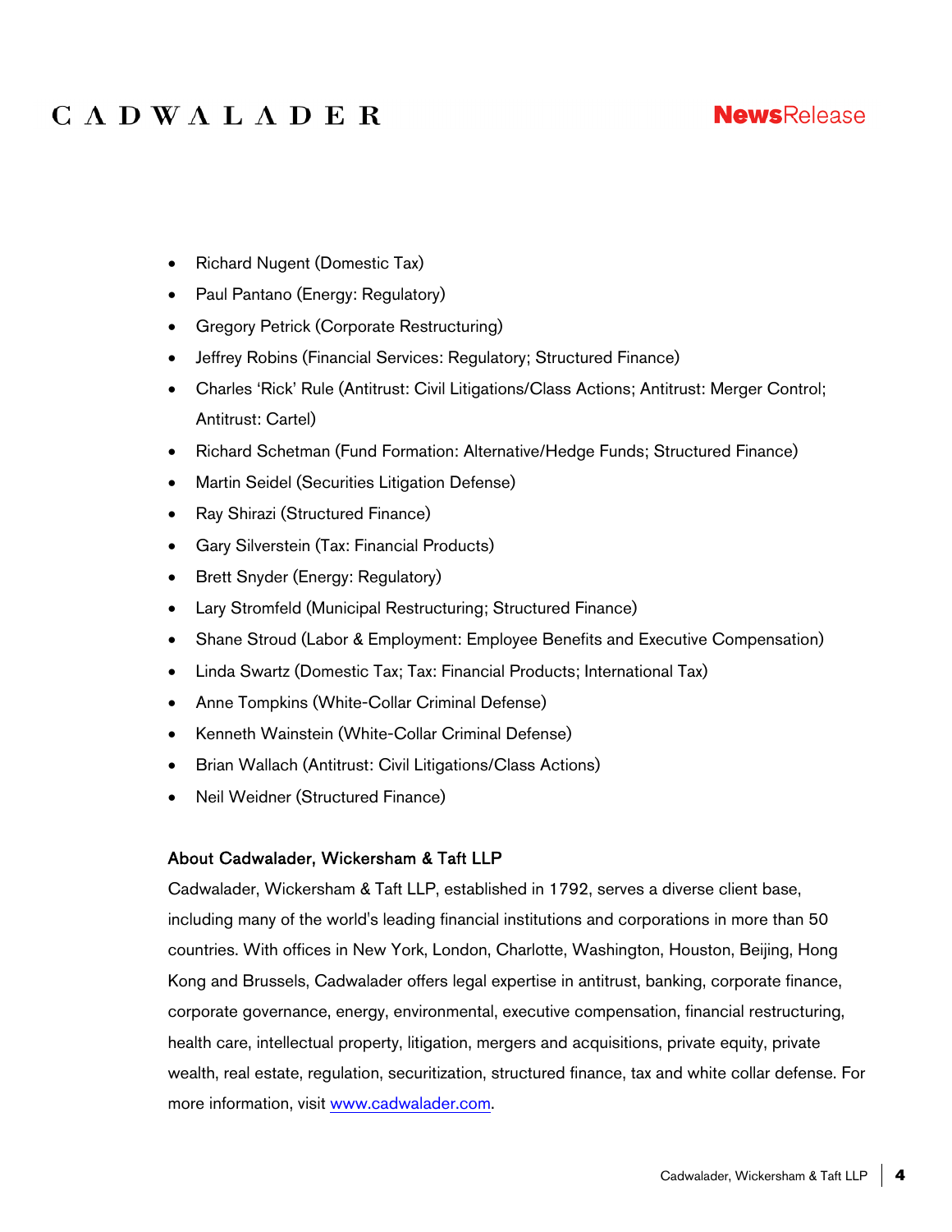- Richard Nugent (Domestic Tax)
- Paul Pantano (Energy: Regulatory)
- Gregory Petrick (Corporate Restructuring)
- Jeffrey Robins (Financial Services: Regulatory; Structured Finance)
- Charles 'Rick' Rule (Antitrust: Civil Litigations/Class Actions; Antitrust: Merger Control; Antitrust: Cartel)
- Richard Schetman (Fund Formation: Alternative/Hedge Funds; Structured Finance)
- Martin Seidel (Securities Litigation Defense)
- Ray Shirazi (Structured Finance)
- Gary Silverstein (Tax: Financial Products)
- Brett Snyder (Energy: Regulatory)
- Lary Stromfeld (Municipal Restructuring; Structured Finance)
- Shane Stroud (Labor & Employment: Employee Benefits and Executive Compensation)
- Linda Swartz (Domestic Tax; Tax: Financial Products; International Tax)
- Anne Tompkins (White-Collar Criminal Defense)
- Kenneth Wainstein (White-Collar Criminal Defense)
- Brian Wallach (Antitrust: Civil Litigations/Class Actions)
- Neil Weidner (Structured Finance)

**About Cadwalader, Wickersham & Taft LLP**

Cadwalader, Wickersham & Taft LLP, established in 1792, serves a diverse client base, including many of the world's leading financial institutions and corporations in more than 50 countries. With offices in New York, London, Charlotte, Washington, Houston, Beijing, Hong Kong and Brussels, Cadwalader offers legal expertise in antitrust, banking, corporate finance, corporate governance, energy, environmental, executive compensation, financial restructuring, health care, intellectual property, litigation, mergers and acquisitions, private equity, private wealth, real estate, regulation, securitization, structured finance, tax and white collar defense. For more information, visit [www.cadwalader.com](http://www.cadwalader.com).